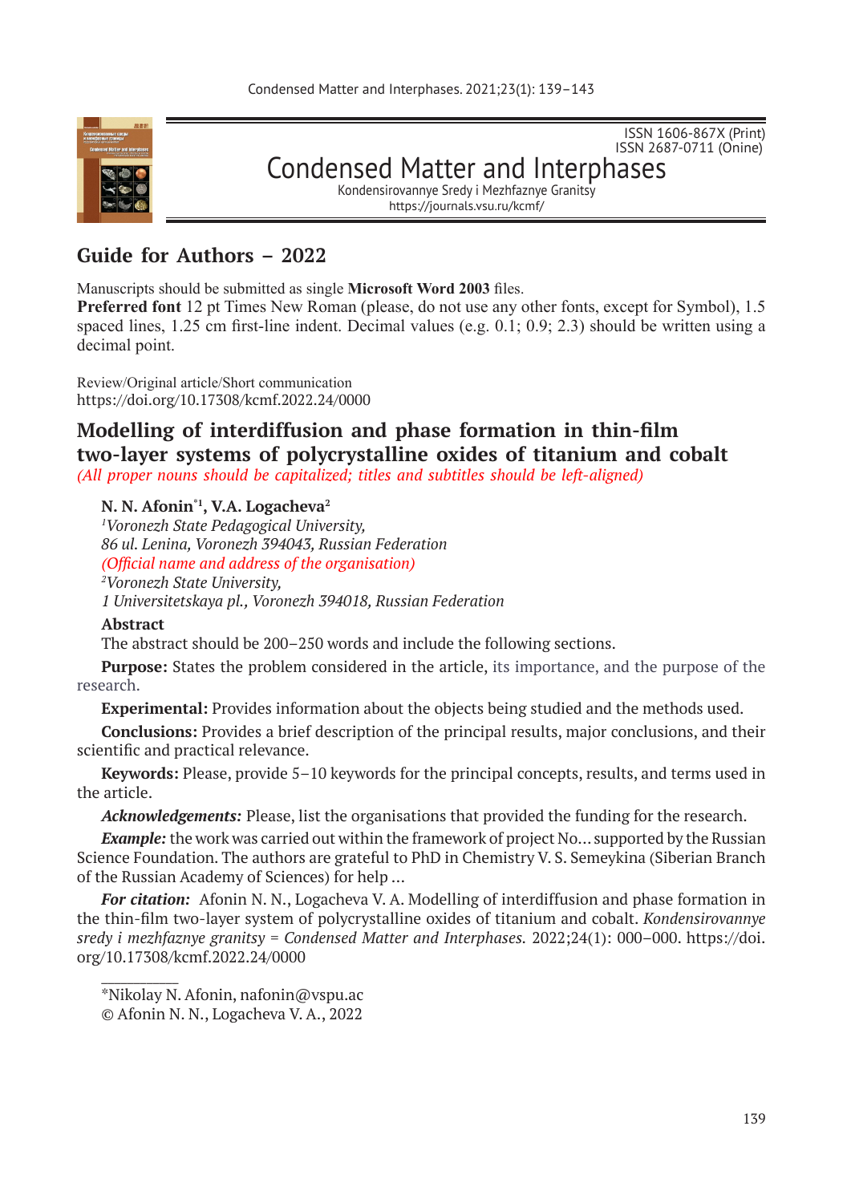ISSN 1606-867X (Print)
ISSN 2687-0711 (Onine)

Condensed Matter and Interphases

Kondensirovannye Sredy i Mezhfaznye Granitsy

https://journals.vsu.ru/kcmf/

# Guide for Authors – 2022

Manuscripts should be submitted as single **Microsoft Word 2003** files.
**Preferred font** 12 pt Times New Roman (please, do not use any other fonts, except for Symbol), 1.5 spaced lines, 1.25 cm first-line indent. Decimal values (e.g. 0.1; 0.9; 2.3) should be written using a decimal point.

Review/Original article/Short communication
https://doi.org/10.17308/kcmf.2022.24/0000

## Modelling of interdiffusion and phase formation in thin-film two-layer systems of polycrystalline oxides of titanium and cobalt

*(All proper nouns should be capitalized; titles and subtitles should be left-aligned)*

**N. N. Afonin*[1], V.A. Logacheva[2]**

*[1]Voronezh State Pedagogical University,*
*86 ul. Lenina, Voronezh 394043, Russian Federation*
*(Official name and address of the organisation)*
*[2]Voronezh State University,*
*1 Universitetskaya pl., Voronezh 394018, Russian Federation*

**Abstract**

The abstract should be 200–250 words and include the following sections.

**Purpose:** States the problem considered in the article, its importance, and the purpose of the research.

**Experimental:** Provides information about the objects being studied and the methods used.

**Conclusions:** Provides a brief description of the principal results, major conclusions, and their scientific and practical relevance.

**Keywords:** Please, provide 5–10 keywords for the principal concepts, results, and terms used in the article.

***Acknowledgements:*** Please, list the organisations that provided the funding for the research.

***Example:*** the work was carried out within the framework of project No… supported by the Russian Science Foundation. The authors are grateful to PhD in Chemistry V. S. Semeykina (Siberian Branch of the Russian Academy of Sciences) for help …

***For citation:*** Afonin N. N., Logacheva V. A. Modelling of interdiffusion and phase formation in the thin-film two-layer system of polycrystalline oxides of titanium and cobalt. *Kondensirovannye sredy i mezhfaznye granitsy = Condensed Matter and Interphases.* 2022;24(1): 000–000. https://doi.org/10.17308/kcmf.2022.24/0000

---

*Nikolay N. Afonin, nafonin@vspu.ac
© Afonin N. N., Logacheva V. A., 2022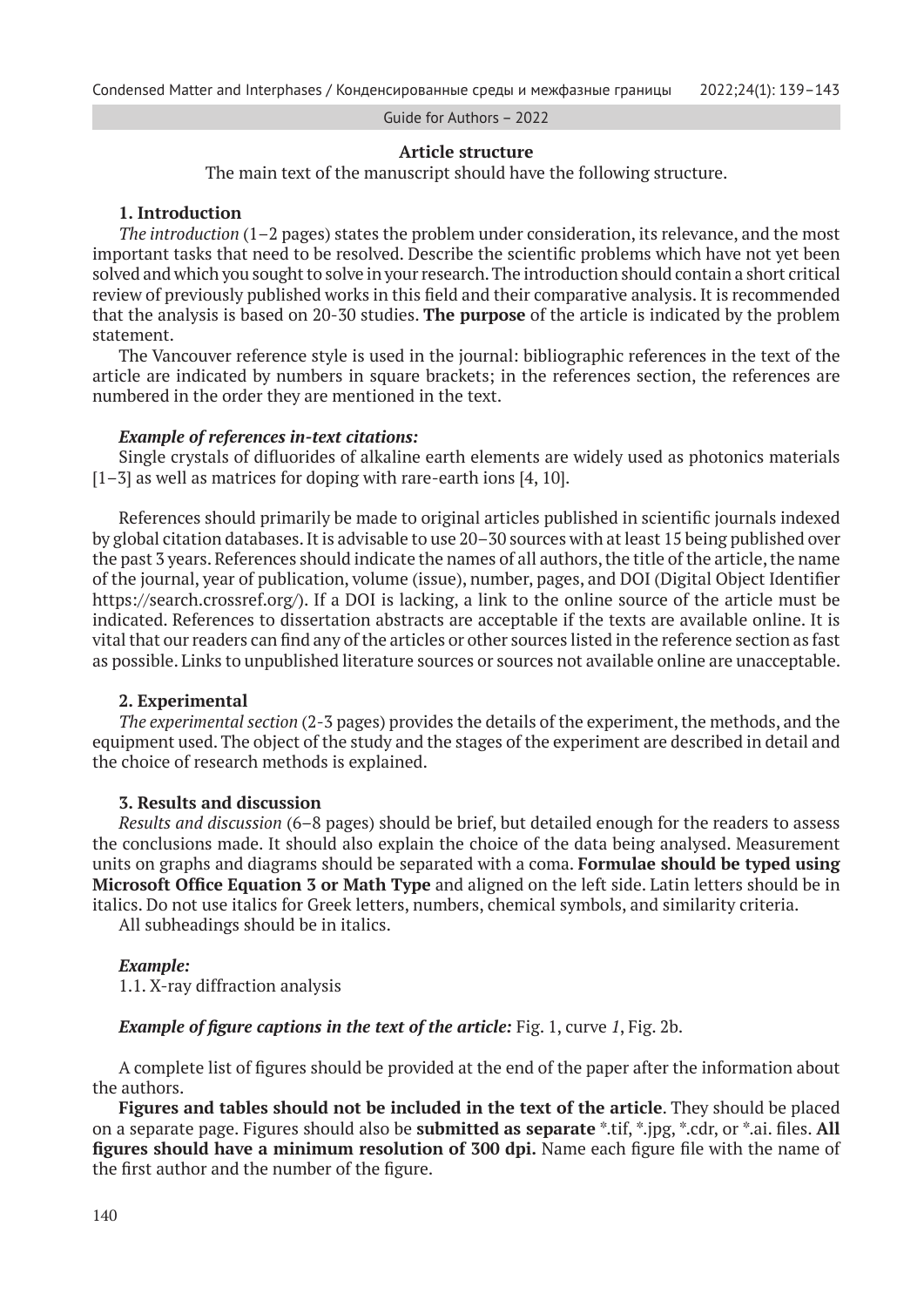## Article structure

The main text of the manuscript should have the following structure.

### 1. Introduction

*The introduction* (1–2 pages) states the problem under consideration, its relevance, and the most important tasks that need to be resolved. Describe the scientific problems which have not yet been solved and which you sought to solve in your research. The introduction should contain a short critical review of previously published works in this field and their comparative analysis. It is recommended that the analysis is based on 20-30 studies. **The purpose** of the article is indicated by the problem statement.

The Vancouver reference style is used in the journal: bibliographic references in the text of the article are indicated by numbers in square brackets; in the references section, the references are numbered in the order they are mentioned in the text.

***Example of references in-text citations:***

Single crystals of difluorides of alkaline earth elements are widely used as photonics materials [1–3] as well as matrices for doping with rare-earth ions [4, 10].

References should primarily be made to original articles published in scientific journals indexed by global citation databases. It is advisable to use 20–30 sources with at least 15 being published over the past 3 years. References should indicate the names of all authors, the title of the article, the name of the journal, year of publication, volume (issue), number, pages, and DOI (Digital Object Identifier https://search.crossref.org/). If a DOI is lacking, a link to the online source of the article must be indicated. References to dissertation abstracts are acceptable if the texts are available online. It is vital that our readers can find any of the articles or other sources listed in the reference section as fast as possible. Links to unpublished literature sources or sources not available online are unacceptable.

### 2. Experimental

*The experimental section* (2-3 pages) provides the details of the experiment, the methods, and the equipment used. The object of the study and the stages of the experiment are described in detail and the choice of research methods is explained.

### 3. Results and discussion

*Results and discussion* (6–8 pages) should be brief, but detailed enough for the readers to assess the conclusions made. It should also explain the choice of the data being analysed. Measurement units on graphs and diagrams should be separated with a coma. **Formulae should be typed using Microsoft Office Equation 3 or Math Type** and aligned on the left side. Latin letters should be in italics. Do not use italics for Greek letters, numbers, chemical symbols, and similarity criteria.

All subheadings should be in italics.

***Example:***

1.1. X-ray diffraction analysis

***Example of figure captions in the text of the article:*** Fig. 1, curve *1*, Fig. 2b.

A complete list of figures should be provided at the end of the paper after the information about the authors.

**Figures and tables should not be included in the text of the article**. They should be placed on a separate page. Figures should also be **submitted as separate** *.tif, *.jpg, *.cdr, or *.ai. files. **All figures should have a minimum resolution of 300 dpi.** Name each figure file with the name of the first author and the number of the figure.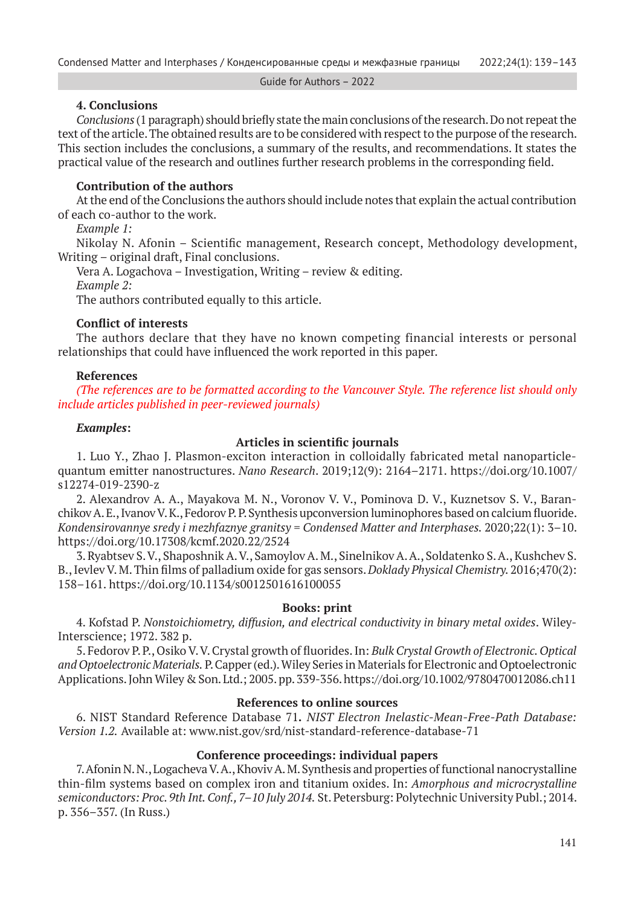### 4. Conclusions

*Conclusions* (1 paragraph) should briefly state the main conclusions of the research. Do not repeat the text of the article. The obtained results are to be considered with respect to the purpose of the research. This section includes the conclusions, a summary of the results, and recommendations. It states the practical value of the research and outlines further research problems in the corresponding field.

### Contribution of the authors

At the end of the Conclusions the authors should include notes that explain the actual contribution of each co-author to the work.

*Example 1:*

Nikolay N. Afonin – Scientific management, Research concept, Methodology development, Writing – original draft, Final conclusions.

Vera A. Logachova – Investigation, Writing – review & editing.

*Example 2:*

The authors contributed equally to this article.

### Conflict of interests

The authors declare that they have no known competing financial interests or personal relationships that could have influenced the work reported in this paper.

### References

*(The references are to be formatted according to the Vancouver Style. The reference list should only include articles published in peer-reviewed journals)*

***Examples*:**

**Articles in scientific journals**

1. Luo Y., Zhao J. Plasmon-exciton interaction in colloidally fabricated metal nanoparticle-quantum emitter nanostructures. *Nano Research*. 2019;12(9): 2164–2171. https://doi.org/10.1007/s12274-019-2390-z

2. Alexandrov A. A., Mayakova M. N., Voronov V. V., Pominova D. V., Kuznetsov S. V., Baranchikov A. E., Ivanov V. K., Fedorov P. P. Synthesis upconversion luminophores based on calcium fluoride. *Kondensirovannye sredy i mezhfaznye granitsy = Condensed Matter and Interphases.* 2020;22(1): 3–10. https://doi.org/10.17308/kcmf.2020.22/2524

3. Ryabtsev S. V., Shaposhnik A. V., Samoylov A. M., Sinelnikov A. A., Soldatenko S. A., Kushchev S. B., Ievlev V. M. Thin films of palladium oxide for gas sensors. *Doklady Physical Chemistry.* 2016;470(2): 158–161. https://doi.org/10.1134/s0012501616100055

**Books: print**

4. Kofstad P. *Nonstoichiometry, diffusion, and electrical conductivity in binary metal oxides*. Wiley-Interscience; 1972. 382 p.

5. Fedorov P. P., Osiko V. V. Crystal growth of fluorides. In: *Bulk Crystal Growth of Electronic. Optical and Optoelectronic Materials.* P. Capper (ed.). Wiley Series in Materials for Electronic and Optoelectronic Applications. John Wiley & Son. Ltd.; 2005. pp. 339-356. https://doi.org/10.1002/9780470012086.ch11

**References to online sources**

6. NIST Standard Reference Database 71**.** *NIST Electron Inelastic-Mean-Free-Path Database: Version 1.2.* Available at: www.nist.gov/srd/nist-standard-reference-database-71

**Conference proceedings: individual papers**

7. Afonin N. N., Logacheva V. A., Khoviv A. M. Synthesis and properties of functional nanocrystalline thin-film systems based on complex iron and titanium oxides. In: *Amorphous and microcrystalline semiconductors: Proc. 9th Int. Conf., 7–10 July 2014.* St. Petersburg: Polytechnic University Publ.; 2014. p. 356–357. (In Russ.)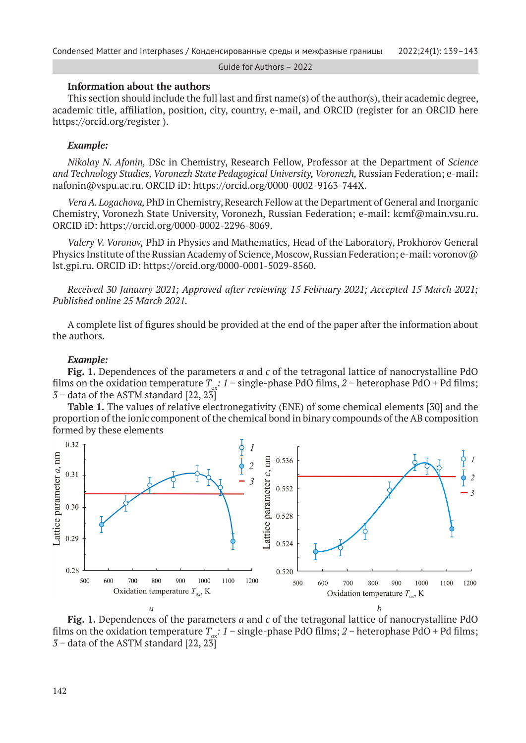**Information about the authors**

This section should include the full last and first name(s) of the author(s), their academic degree, academic title, affiliation, position, city, country, e-mail, and ORCID (register for an ORCID here https://orcid.org/register ).

***Example:***

*Nikolay N. Afonin,* DSc in Chemistry, Research Fellow, Professor at the Department of *Science and Technology Studies, Voronezh State Pedagogical University, Voronezh,* Russian Federation; e-mail**:** nafonin@vspu.ac.ru. ORCID iD: https://orcid.org/0000-0002-9163-744X.

*Vera A. Logachova,* PhD in Chemistry, Research Fellow at the Department of General and Inorganic Chemistry, Voronezh State University, Voronezh, Russian Federation; e-mail: kcmf@main.vsu.ru. ORCID iD: https://orcid.org/0000-0002-2296-8069.

*Valery V. Voronov,* PhD in Physics and Mathematics, Head of the Laboratory, Prokhorov General Physics Institute of the Russian Academy of Science, Moscow, Russian Federation; e-mail: voronov@lst.gpi.ru. ORCID iD: https://orcid.org/0000-0001-5029-8560.

*Received 30 January 2021; Approved after reviewing 15 February 2021; Accepted 15 March 2021; Published online 25 March 2021.*

A complete list of figures should be provided at the end of the paper after the information about the authors.

***Example:***

**Fig. 1.** Dependences of the parameters *a* and *c* of the tetragonal lattice of nanocrystalline PdO films on the oxidation temperature $T_{ox}$: *1* – single-phase PdO films, *2* – heterophase PdO + Pd films; *3* – data of the ASTM standard [22, 23]

**Table 1.** The values of relative electronegativity (ENE) of some chemical elements [30] and the proportion of the ionic component of the chemical bond in binary compounds of the AB composition formed by these elements

**Fig. 1.** Dependences of the parameters *a* and *c* of the tetragonal lattice of nanocrystalline PdO films on the oxidation temperature $T_{ox}$: *1* – single-phase PdO films; *2* – heterophase PdO + Pd films; *3* – data of the ASTM standard [22, 23]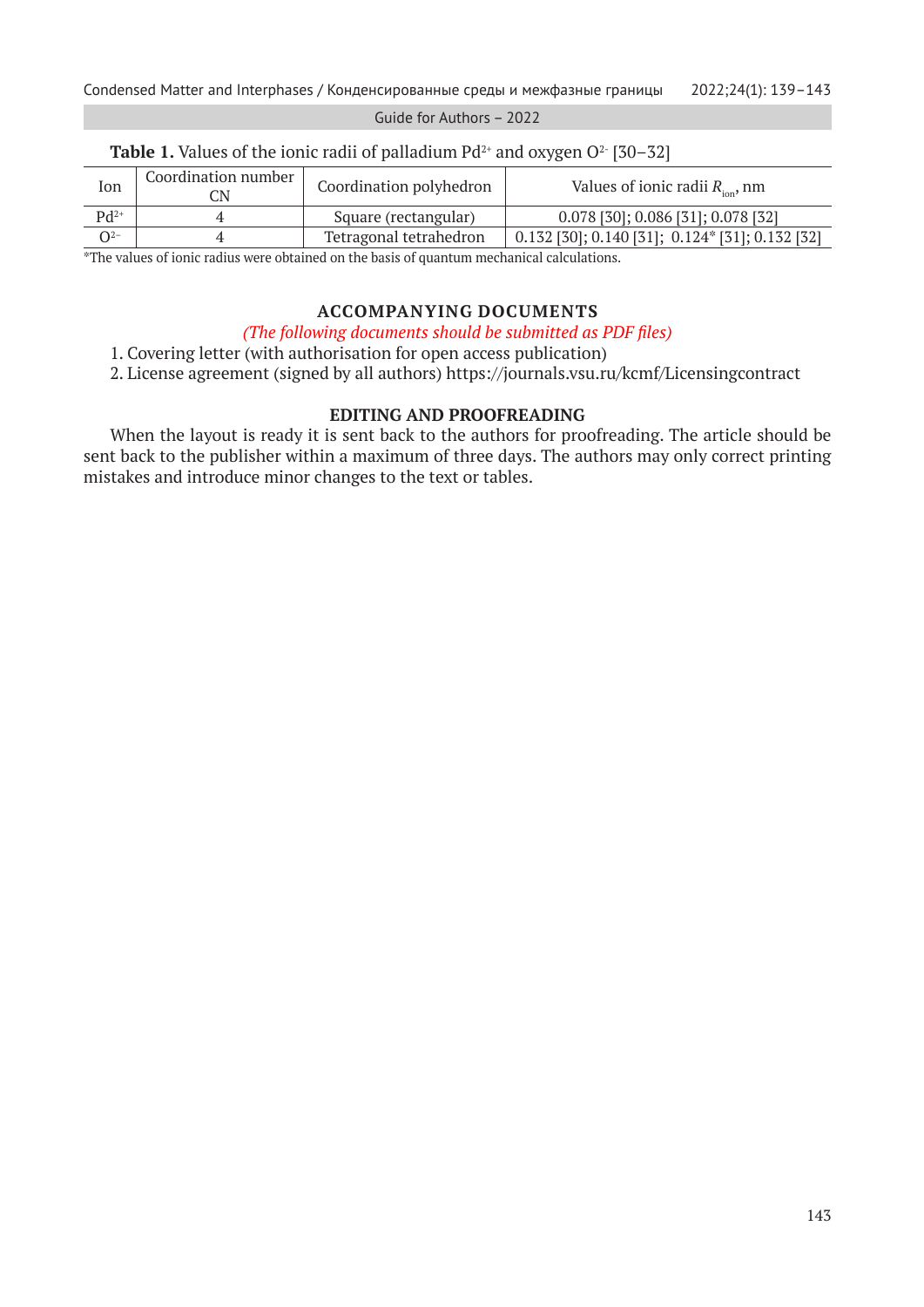**Table 1.** Values of the ionic radii of palladium $Pd^{2+}$ and oxygen $O^{2-}$ [30–32]

| Ion | Coordination number CN | Coordination polyhedron | Values of ionic radii $R_{ion}$, nm |
|---|---|---|---|
| $Pd^{2+}$ | 4 | Square (rectangular) | 0.078 [30]; 0.086 [31]; 0.078 [32] |
| $O^{2-}$ | 4 | Tetragonal tetrahedron | 0.132 [30]; 0.140 [31]; 0.124* [31]; 0.132 [32] |

*The values of ionic radius were obtained on the basis of quantum mechanical calculations.

## ACCOMPANYING DOCUMENTS

*(The following documents should be submitted as PDF files)*

1. Covering letter (with authorisation for open access publication)
2. License agreement (signed by all authors) https://journals.vsu.ru/kcmf/Licensingcontract

## EDITING AND PROOFREADING

When the layout is ready it is sent back to the authors for proofreading. The article should be sent back to the publisher within a maximum of three days. The authors may only correct printing mistakes and introduce minor changes to the text or tables.